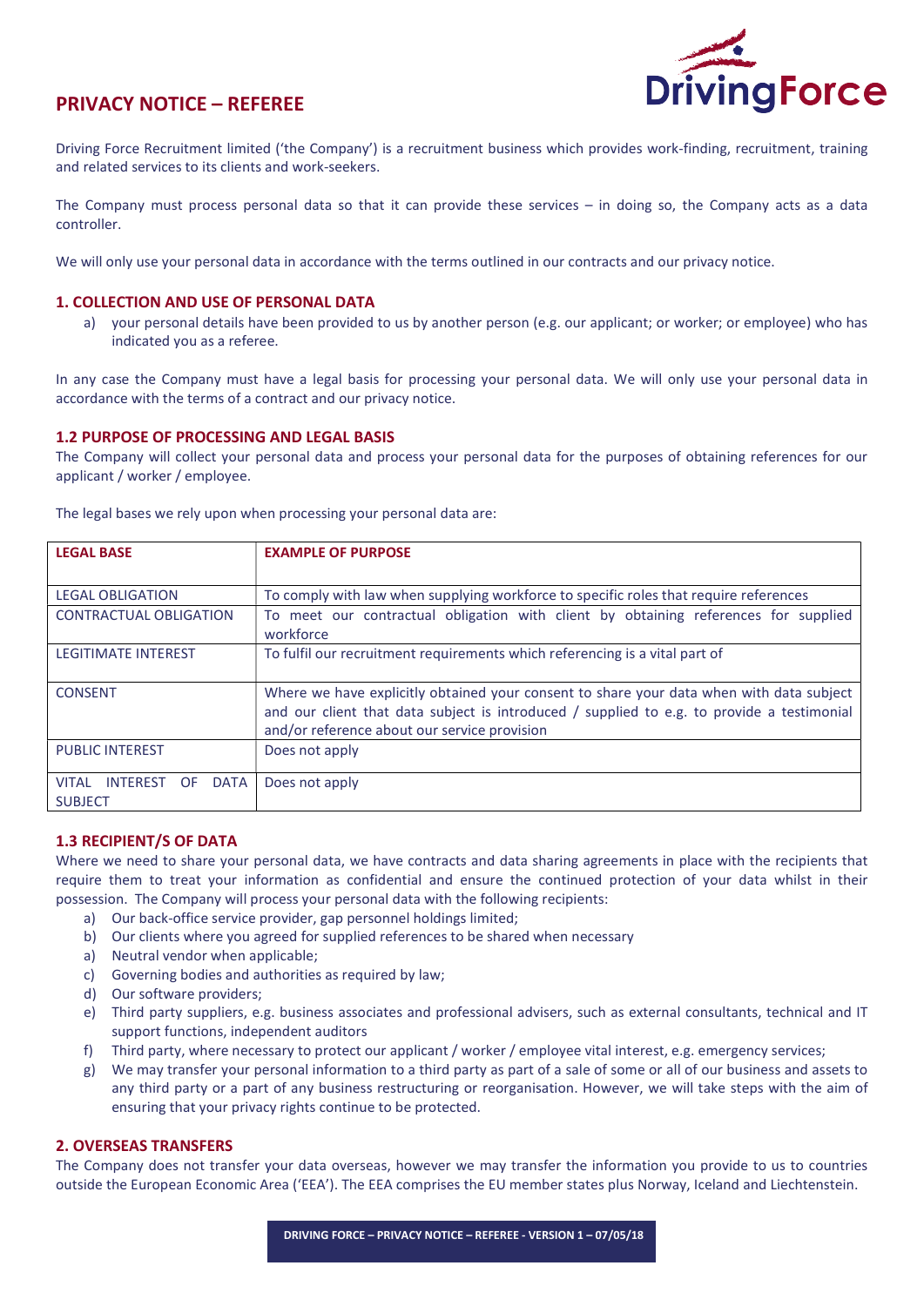# PRIVACY NOTICE – REFEREE

Driving Force Recruitment limited ('the Company') is a recruitment business which provides work-finding, recruitment, training and related services to its clients and work-seekers.

The Company must process personal data so that it can provide these services – in doing so, the Company acts as a data controller.

We will only use your personal data in accordance with the terms outlined in our contracts and our privacy notice.

## 1. COLLECTION AND USE OF PERSONAL DATA

a) your personal details have been provided to us by another person (e.g. our applicant; or worker; or employee) who has indicated you as a referee.

In any case the Company must have a legal basis for processing your personal data. We will only use your personal data in accordance with the terms of a contract and our privacy notice.

## 1.2 PURPOSE OF PROCESSING AND LEGAL BASIS

The Company will collect your personal data and process your personal data for the purposes of obtaining references for our applicant / worker / employee.

The legal bases we rely upon when processing your personal data are:

| LEGAL BASE | EXAMPLE OF PURPOSE |
|---|---|
| LEGAL OBLIGATION | To comply with law when supplying workforce to specific roles that require references |
| CONTRACTUAL OBLIGATION | To meet our contractual obligation with client by obtaining references for supplied workforce |
| LEGITIMATE INTEREST | To fulfil our recruitment requirements which referencing is a vital part of |
| CONSENT | Where we have explicitly obtained your consent to share your data when with data subject and our client that data subject is introduced / supplied to e.g. to provide a testimonial and/or reference about our service provision |
| PUBLIC INTEREST | Does not apply |
| VITAL INTEREST OF DATA SUBJECT | Does not apply |

## 1.3 RECIPIENT/S OF DATA

Where we need to share your personal data, we have contracts and data sharing agreements in place with the recipients that require them to treat your information as confidential and ensure the continued protection of your data whilst in their possession. The Company will process your personal data with the following recipients:

a) Our back-office service provider, gap personnel holdings limited;
b) Our clients where you agreed for supplied references to be shared when necessary
a) Neutral vendor when applicable;
c) Governing bodies and authorities as required by law;
d) Our software providers;
e) Third party suppliers, e.g. business associates and professional advisers, such as external consultants, technical and IT support functions, independent auditors
f) Third party, where necessary to protect our applicant / worker / employee vital interest, e.g. emergency services;
g) We may transfer your personal information to a third party as part of a sale of some or all of our business and assets to any third party or a part of any business restructuring or reorganisation. However, we will take steps with the aim of ensuring that your privacy rights continue to be protected.

## 2. OVERSEAS TRANSFERS

The Company does not transfer your data overseas, however we may transfer the information you provide to us to countries outside the European Economic Area ('EEA'). The EEA comprises the EU member states plus Norway, Iceland and Liechtenstein.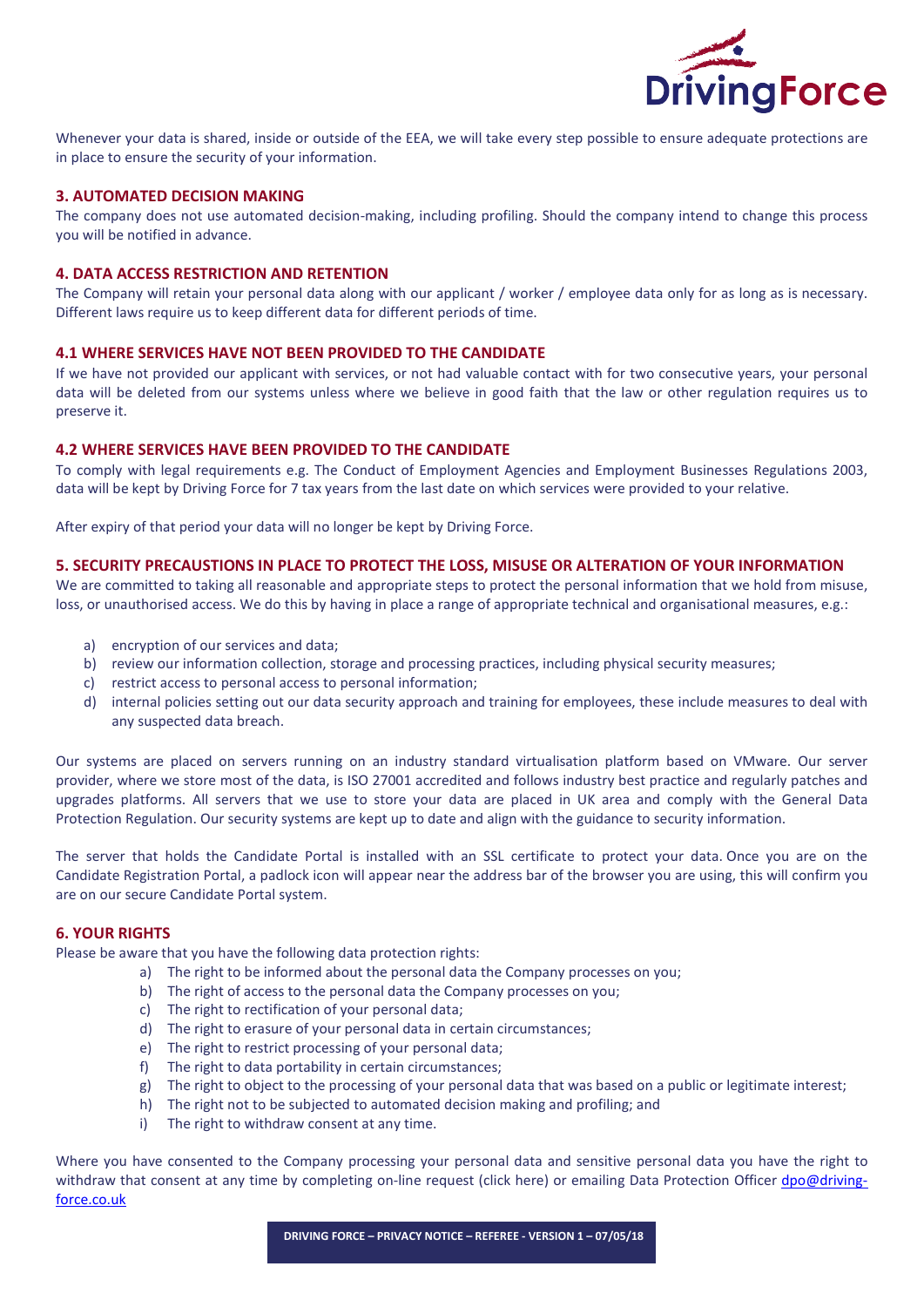Whenever your data is shared, inside or outside of the EEA, we will take every step possible to ensure adequate protections are in place to ensure the security of your information.

### 3. AUTOMATED DECISION MAKING

The company does not use automated decision-making, including profiling. Should the company intend to change this process you will be notified in advance.

### 4. DATA ACCESS RESTRICTION AND RETENTION

The Company will retain your personal data along with our applicant / worker / employee data only for as long as is necessary. Different laws require us to keep different data for different periods of time.

### 4.1 WHERE SERVICES HAVE NOT BEEN PROVIDED TO THE CANDIDATE

If we have not provided our applicant with services, or not had valuable contact with for two consecutive years, your personal data will be deleted from our systems unless where we believe in good faith that the law or other regulation requires us to preserve it.

### 4.2 WHERE SERVICES HAVE BEEN PROVIDED TO THE CANDIDATE

To comply with legal requirements e.g. The Conduct of Employment Agencies and Employment Businesses Regulations 2003, data will be kept by Driving Force for 7 tax years from the last date on which services were provided to your relative.

After expiry of that period your data will no longer be kept by Driving Force.

### 5. SECURITY PRECAUSTIONS IN PLACE TO PROTECT THE LOSS, MISUSE OR ALTERATION OF YOUR INFORMATION

We are committed to taking all reasonable and appropriate steps to protect the personal information that we hold from misuse, loss, or unauthorised access. We do this by having in place a range of appropriate technical and organisational measures, e.g.:

a) encryption of our services and data;
b) review our information collection, storage and processing practices, including physical security measures;
c) restrict access to personal access to personal information;
d) internal policies setting out our data security approach and training for employees, these include measures to deal with any suspected data breach.

Our systems are placed on servers running on an industry standard virtualisation platform based on VMware. Our server provider, where we store most of the data, is ISO 27001 accredited and follows industry best practice and regularly patches and upgrades platforms. All servers that we use to store your data are placed in UK area and comply with the General Data Protection Regulation. Our security systems are kept up to date and align with the guidance to security information.

The server that holds the Candidate Portal is installed with an SSL certificate to protect your data. Once you are on the Candidate Registration Portal, a padlock icon will appear near the address bar of the browser you are using, this will confirm you are on our secure Candidate Portal system.

### 6. YOUR RIGHTS

Please be aware that you have the following data protection rights:

a) The right to be informed about the personal data the Company processes on you;
b) The right of access to the personal data the Company processes on you;
c) The right to rectification of your personal data;
d) The right to erasure of your personal data in certain circumstances;
e) The right to restrict processing of your personal data;
f) The right to data portability in certain circumstances;
g) The right to object to the processing of your personal data that was based on a public or legitimate interest;
h) The right not to be subjected to automated decision making and profiling; and
i) The right to withdraw consent at any time.

Where you have consented to the Company processing your personal data and sensitive personal data you have the right to withdraw that consent at any time by completing on-line request (click here) or emailing Data Protection Officer dpo@driving-force.co.uk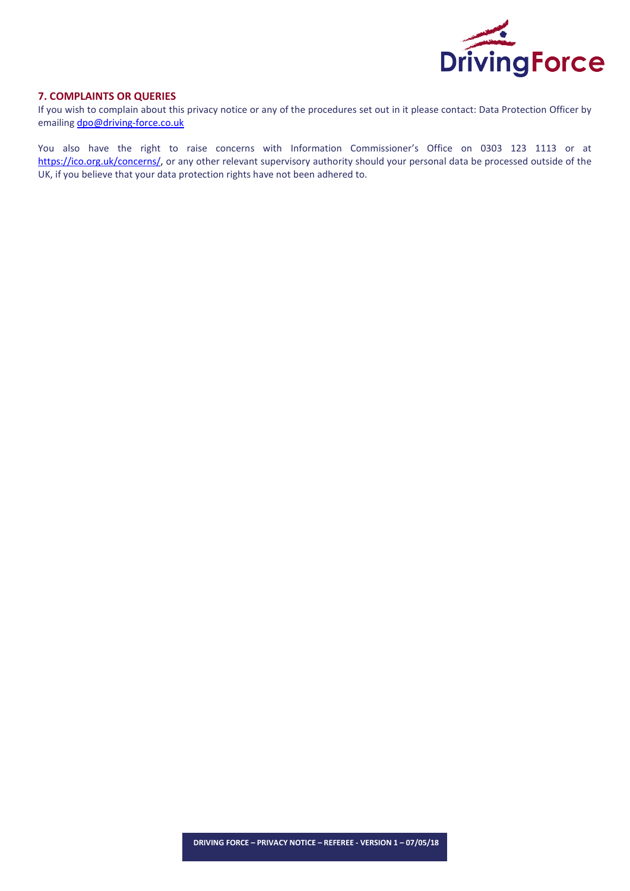## 7. COMPLAINTS OR QUERIES

If you wish to complain about this privacy notice or any of the procedures set out in it please contact: Data Protection Officer by emailing dpo@driving-force.co.uk

You also have the right to raise concerns with Information Commissioner's Office on 0303 123 1113 or at https://ico.org.uk/concerns/, or any other relevant supervisory authority should your personal data be processed outside of the UK, if you believe that your data protection rights have not been adhered to.